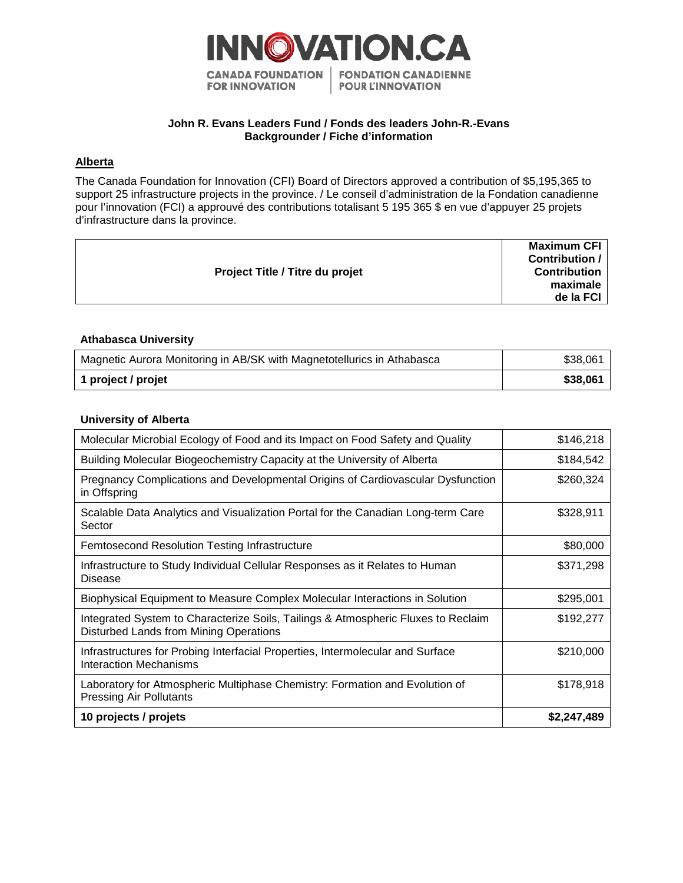**John R. Evans Leaders Fund / Fonds des leaders John-R.-Evans**
**Backgrounder / Fiche d'information**

## Alberta

The Canada Foundation for Innovation (CFI) Board of Directors approved a contribution of $5,195,365 to support 25 infrastructure projects in the province. / Le conseil d'administration de la Fondation canadienne pour l'innovation (FCI) a approuvé des contributions totalisant 5 195 365 $ en vue d'appuyer 25 projets d'infrastructure dans la province.

| Project Title / Titre du projet | Maximum CFI Contribution / Contribution maximale de la FCI |
|---|---|

### Athabasca University

| Project Title / Titre du projet | Maximum CFI Contribution / Contribution maximale de la FCI |
|---|---|
| Magnetic Aurora Monitoring in AB/SK with Magnetotellurics in Athabasca | $38,061 |
| **1 project / projet** | **$38,061** |

### University of Alberta

| Project Title / Titre du projet | Maximum CFI Contribution / Contribution maximale de la FCI |
|---|---|
| Molecular Microbial Ecology of Food and its Impact on Food Safety and Quality | $146,218 |
| Building Molecular Biogeochemistry Capacity at the University of Alberta | $184,542 |
| Pregnancy Complications and Developmental Origins of Cardiovascular Dysfunction in Offspring | $260,324 |
| Scalable Data Analytics and Visualization Portal for the Canadian Long-term Care Sector | $328,911 |
| Femtosecond Resolution Testing Infrastructure | $80,000 |
| Infrastructure to Study Individual Cellular Responses as it Relates to Human Disease | $371,298 |
| Biophysical Equipment to Measure Complex Molecular Interactions in Solution | $295,001 |
| Integrated System to Characterize Soils, Tailings & Atmospheric Fluxes to Reclaim Disturbed Lands from Mining Operations | $192,277 |
| Infrastructures for Probing Interfacial Properties, Intermolecular and Surface Interaction Mechanisms | $210,000 |
| Laboratory for Atmospheric Multiphase Chemistry: Formation and Evolution of Pressing Air Pollutants | $178,918 |
| **10 projects / projets** | **$2,247,489** |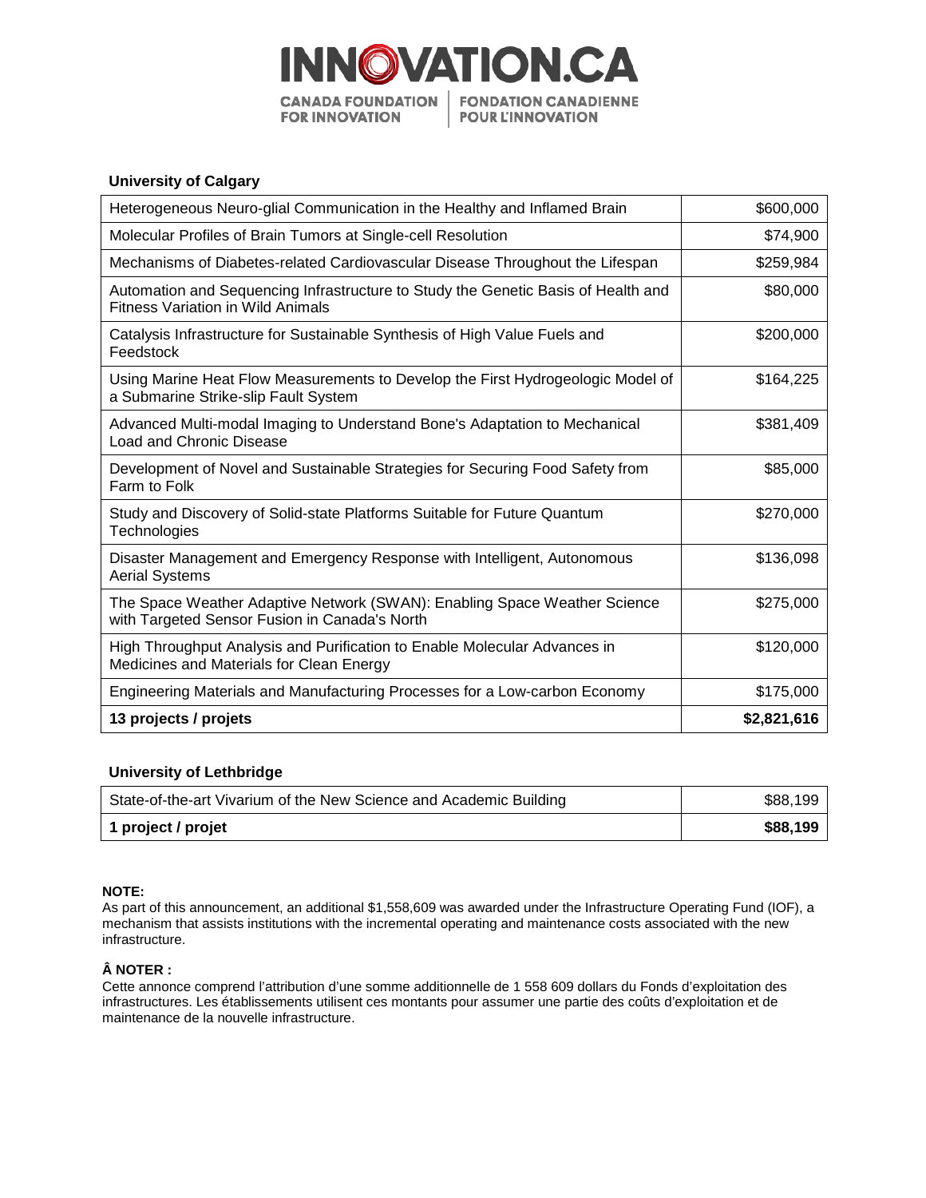**University of Calgary**

| | |
|---|---|
| Heterogeneous Neuro-glial Communication in the Healthy and Inflamed Brain | $600,000 |
| Molecular Profiles of Brain Tumors at Single-cell Resolution | $74,900 |
| Mechanisms of Diabetes-related Cardiovascular Disease Throughout the Lifespan | $259,984 |
| Automation and Sequencing Infrastructure to Study the Genetic Basis of Health and Fitness Variation in Wild Animals | $80,000 |
| Catalysis Infrastructure for Sustainable Synthesis of High Value Fuels and Feedstock | $200,000 |
| Using Marine Heat Flow Measurements to Develop the First Hydrogeologic Model of a Submarine Strike-slip Fault System | $164,225 |
| Advanced Multi-modal Imaging to Understand Bone's Adaptation to Mechanical Load and Chronic Disease | $381,409 |
| Development of Novel and Sustainable Strategies for Securing Food Safety from Farm to Folk | $85,000 |
| Study and Discovery of Solid-state Platforms Suitable for Future Quantum Technologies | $270,000 |
| Disaster Management and Emergency Response with Intelligent, Autonomous Aerial Systems | $136,098 |
| The Space Weather Adaptive Network (SWAN): Enabling Space Weather Science with Targeted Sensor Fusion in Canada's North | $275,000 |
| High Throughput Analysis and Purification to Enable Molecular Advances in Medicines and Materials for Clean Energy | $120,000 |
| Engineering Materials and Manufacturing Processes for a Low-carbon Economy | $175,000 |
| **13 projects / projets** | **$2,821,616** |

**University of Lethbridge**

| | |
|---|---|
| State-of-the-art Vivarium of the New Science and Academic Building | $88,199 |
| **1 project / projet** | **$88,199** |

**NOTE:**

As part of this announcement, an additional $1,558,609 was awarded under the Infrastructure Operating Fund (IOF), a mechanism that assists institutions with the incremental operating and maintenance costs associated with the new infrastructure.

**À NOTER :**

Cette annonce comprend l'attribution d'une somme additionnelle de 1 558 609 dollars du Fonds d'exploitation des infrastructures. Les établissements utilisent ces montants pour assumer une partie des coûts d'exploitation et de maintenance de la nouvelle infrastructure.